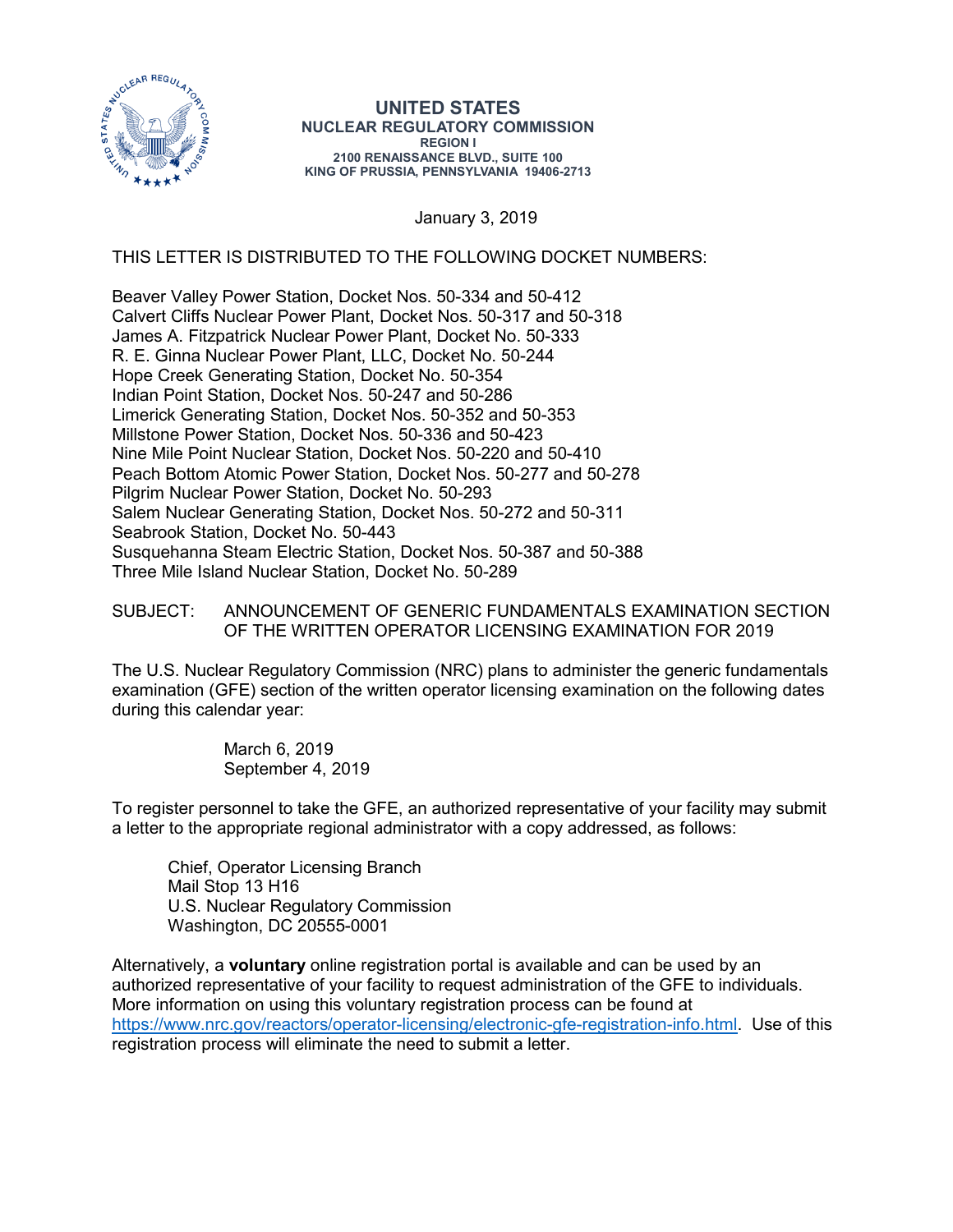**UNITED STATES**
**NUCLEAR REGULATORY COMMISSION**
**REGION I**
**2100 RENAISSANCE BLVD., SUITE 100**
**KING OF PRUSSIA, PENNSYLVANIA 19406-2713**

January 3, 2019

THIS LETTER IS DISTRIBUTED TO THE FOLLOWING DOCKET NUMBERS:

Beaver Valley Power Station, Docket Nos. 50-334 and 50-412
Calvert Cliffs Nuclear Power Plant, Docket Nos. 50-317 and 50-318
James A. Fitzpatrick Nuclear Power Plant, Docket No. 50-333
R. E. Ginna Nuclear Power Plant, LLC, Docket No. 50-244
Hope Creek Generating Station, Docket No. 50-354
Indian Point Station, Docket Nos. 50-247 and 50-286
Limerick Generating Station, Docket Nos. 50-352 and 50-353
Millstone Power Station, Docket Nos. 50-336 and 50-423
Nine Mile Point Nuclear Station, Docket Nos. 50-220 and 50-410
Peach Bottom Atomic Power Station, Docket Nos. 50-277 and 50-278
Pilgrim Nuclear Power Station, Docket No. 50-293
Salem Nuclear Generating Station, Docket Nos. 50-272 and 50-311
Seabrook Station, Docket No. 50-443
Susquehanna Steam Electric Station, Docket Nos. 50-387 and 50-388
Three Mile Island Nuclear Station, Docket No. 50-289

SUBJECT: ANNOUNCEMENT OF GENERIC FUNDAMENTALS EXAMINATION SECTION OF THE WRITTEN OPERATOR LICENSING EXAMINATION FOR 2019

The U.S. Nuclear Regulatory Commission (NRC) plans to administer the generic fundamentals examination (GFE) section of the written operator licensing examination on the following dates during this calendar year:

March 6, 2019
September 4, 2019

To register personnel to take the GFE, an authorized representative of your facility may submit a letter to the appropriate regional administrator with a copy addressed, as follows:

Chief, Operator Licensing Branch
Mail Stop 13 H16
U.S. Nuclear Regulatory Commission
Washington, DC 20555-0001

Alternatively, a **voluntary** online registration portal is available and can be used by an authorized representative of your facility to request administration of the GFE to individuals. More information on using this voluntary registration process can be found at https://www.nrc.gov/reactors/operator-licensing/electronic-gfe-registration-info.html. Use of this registration process will eliminate the need to submit a letter.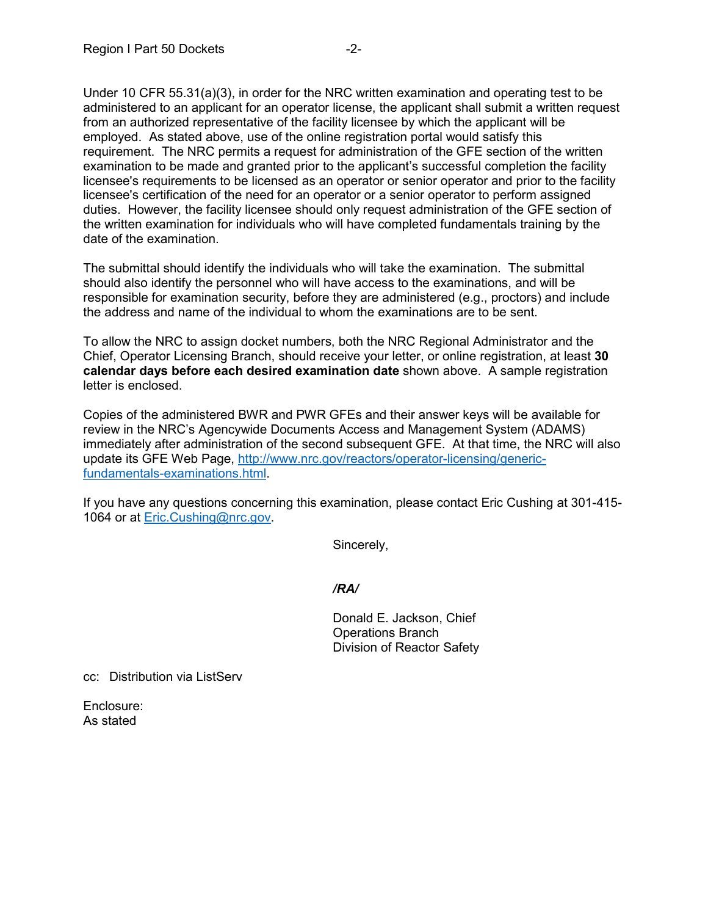Under 10 CFR 55.31(a)(3), in order for the NRC written examination and operating test to be administered to an applicant for an operator license, the applicant shall submit a written request from an authorized representative of the facility licensee by which the applicant will be employed. As stated above, use of the online registration portal would satisfy this requirement. The NRC permits a request for administration of the GFE section of the written examination to be made and granted prior to the applicant's successful completion the facility licensee's requirements to be licensed as an operator or senior operator and prior to the facility licensee's certification of the need for an operator or a senior operator to perform assigned duties. However, the facility licensee should only request administration of the GFE section of the written examination for individuals who will have completed fundamentals training by the date of the examination.

The submittal should identify the individuals who will take the examination. The submittal should also identify the personnel who will have access to the examinations, and will be responsible for examination security, before they are administered (e.g., proctors) and include the address and name of the individual to whom the examinations are to be sent.

To allow the NRC to assign docket numbers, both the NRC Regional Administrator and the Chief, Operator Licensing Branch, should receive your letter, or online registration, at least **30 calendar days before each desired examination date** shown above. A sample registration letter is enclosed.

Copies of the administered BWR and PWR GFEs and their answer keys will be available for review in the NRC's Agencywide Documents Access and Management System (ADAMS) immediately after administration of the second subsequent GFE. At that time, the NRC will also update its GFE Web Page, [http://www.nrc.gov/reactors/operator-licensing/generic-fundamentals-examinations.html](http://www.nrc.gov/reactors/operator-licensing/generic-fundamentals-examinations.html).

If you have any questions concerning this examination, please contact Eric Cushing at 301-415-1064 or at [Eric.Cushing@nrc.gov](mailto:Eric.Cushing@nrc.gov).

Sincerely,

*/RA/*

Donald E. Jackson, Chief
Operations Branch
Division of Reactor Safety

cc: Distribution via ListServ

Enclosure:
As stated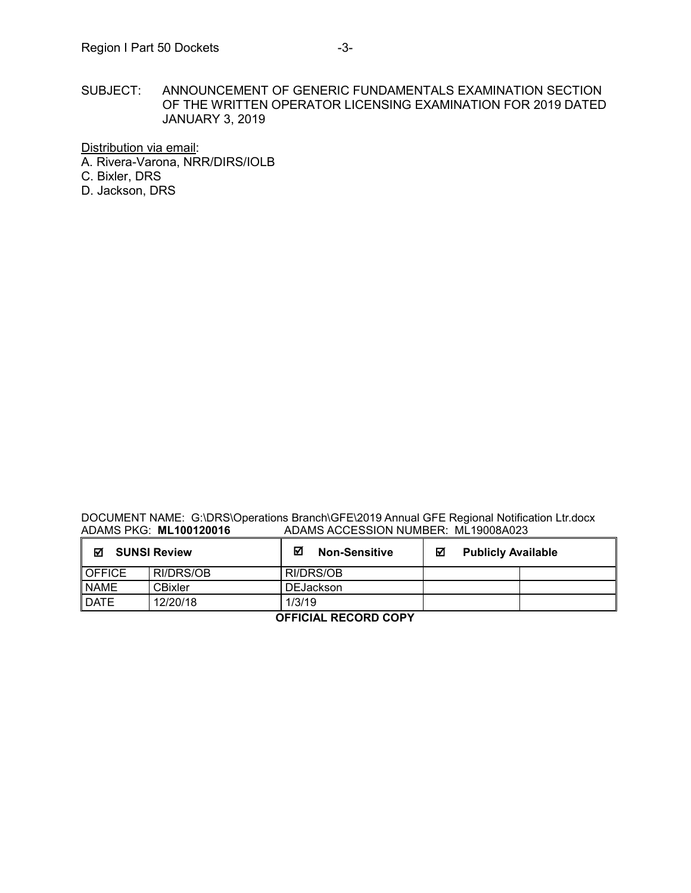SUBJECT: ANNOUNCEMENT OF GENERIC FUNDAMENTALS EXAMINATION SECTION OF THE WRITTEN OPERATOR LICENSING EXAMINATION FOR 2019 DATED JANUARY 3, 2019

Distribution via email:
A. Rivera-Varona, NRR/DIRS/IOLB
C. Bixler, DRS
D. Jackson, DRS

DOCUMENT NAME: G:\DRS\Operations Branch\GFE\2019 Annual GFE Regional Notification Ltr.docx
ADAMS PKG: **ML100120016** ADAMS ACCESSION NUMBER: ML19008A023

| ☑ **SUNSI Review** | | ☑ **Non-Sensitive** | ☑ **Publicly Available** | |
|---|---|---|---|---|
| OFFICE | RI/DRS/OB | RI/DRS/OB | | |
| NAME | CBixler | DEJackson | | |
| DATE | 12/20/18 | 1/3/19 | | |

**OFFICIAL RECORD COPY**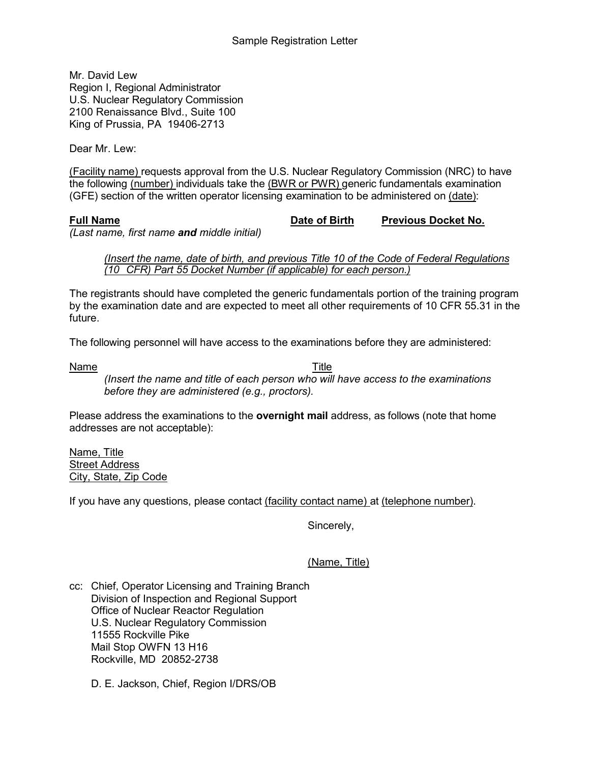Sample Registration Letter

Mr. David Lew
Region I, Regional Administrator
U.S. Nuclear Regulatory Commission
2100 Renaissance Blvd., Suite 100
King of Prussia, PA 19406-2713

Dear Mr. Lew:

<u>(Facility name)</u> requests approval from the U.S. Nuclear Regulatory Commission (NRC) to have the following <u>(number)</u> individuals take the <u>(BWR or PWR)</u> generic fundamentals examination (GFE) section of the written operator licensing examination to be administered on <u>(date)</u>:

| **Full Name** | **Date of Birth** | **Previous Docket No.** |
|---|---|---|
| *(Last name, first name **and** middle initial)* | | |

*(Insert the name, date of birth, and previous Title 10 of the Code of Federal Regulations (10 CFR) Part 55 Docket Number (if applicable) for each person.)*

The registrants should have completed the generic fundamentals portion of the training program by the examination date and are expected to meet all other requirements of 10 CFR 55.31 in the future.

The following personnel will have access to the examinations before they are administered:

| Name | Title |
|---|---|

*(Insert the name and title of each person who will have access to the examinations before they are administered (e.g., proctors).*

Please address the examinations to the **overnight mail** address, as follows (note that home addresses are not acceptable):

<u>Name, Title</u>
<u>Street Address</u>
<u>City, State, Zip Code</u>

If you have any questions, please contact <u>(facility contact name)</u> at <u>(telephone number)</u>.

Sincerely,

<u>(Name, Title)</u>

cc: Chief, Operator Licensing and Training Branch
Division of Inspection and Regional Support
Office of Nuclear Reactor Regulation
U.S. Nuclear Regulatory Commission
11555 Rockville Pike
Mail Stop OWFN 13 H16
Rockville, MD 20852-2738

D. E. Jackson, Chief, Region I/DRS/OB